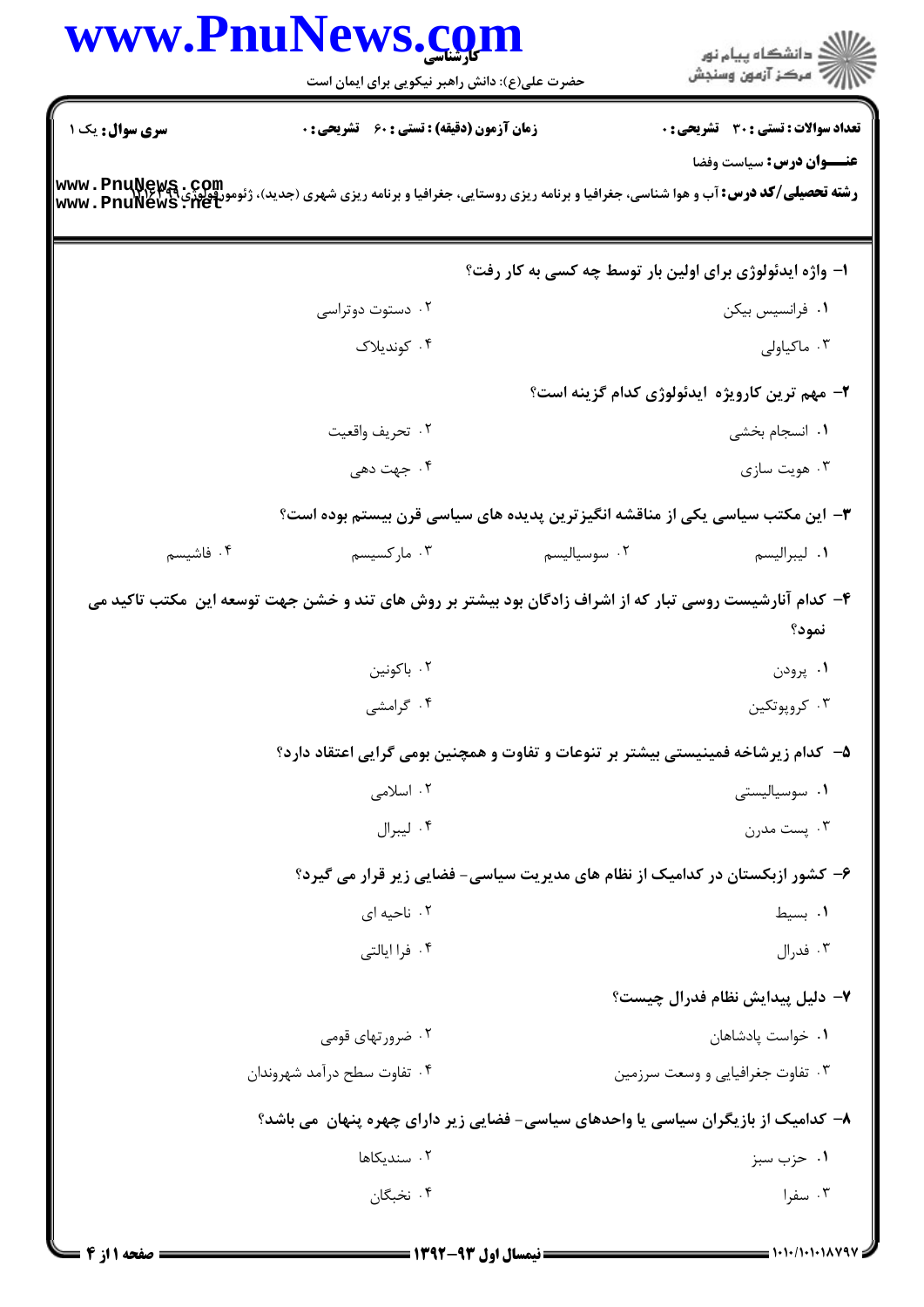**سری سوال:** یک ۱

**زمان آزمون (دقیقه) : تستی : ۶۰ تشریحی : ۰**

**تعداد سوالات : تستی : ۳۰ تشریحی : ۰**

**عنـــوان درس:** سیاست وفضا

**رشته تحصیلی/کد درس:** آب و هوا شناسی، جغرافیا و برنامه ریزی روستایی، جغرافیا و برنامه ریزی شهری (جدید)، ژئومورفولوژی ۱۲۱۶۴۹۹

۱- واژه ایدئولوژی برای اولین بار توسط چه کسی به کار رفت؟

۱. فرانسیس بیکن
۲. دستوت دوتراسی
۳. ماکیاولی
۴. کوندیلاک

۲- مهم ترین کارویژه ایدئولوژی کدام گزینه است؟

۱. انسجام بخشی
۲. تحریف واقعیت
۳. هویت سازی
۴. جهت دهی

۳- این مکتب سیاسی یکی از مناقشه انگیزترین پدیده های سیاسی قرن بیستم بوده است؟

۱. لیبرالیسم
۲. سوسیالیسم
۳. مارکسیسم
۴. فاشیسم

۴- کدام آنارشیست روسی تبار که از اشراف زادگان بود بیشتر بر روش های تند و خشن جهت توسعه این مکتب تاکید می نمود؟

۱. پرودن
۲. باکونین
۳. کروپوتکین
۴. گرامشی

۵- کدام زیرشاخه فمینیستی بیشتر بر تنوعات و تفاوت و همچنین بومی گرایی اعتقاد دارد؟

۱. سوسیالیستی
۲. اسلامی
۳. پست مدرن
۴. لیبرال

۶- کشور ازبکستان در کدامیک از نظام های مدیریت سیاسی- فضایی زیر قرار می گیرد؟

۱. بسیط
۲. ناحیه ای
۳. فدرال
۴. فرا ایالتی

۷- دلیل پیدایش نظام فدرال چیست؟

۱. خواست پادشاهان
۲. ضرورتهای قومی
۳. تفاوت جغرافیایی و وسعت سرزمین
۴. تفاوت سطح درآمد شهروندان

۸- کدامیک از بازیگران سیاسی یا واحدهای سیاسی- فضایی زیر دارای چهره پنهان می باشد؟

۱. حزب سبز
۲. سندیکاها
۳. سفرا
۴. نخبگان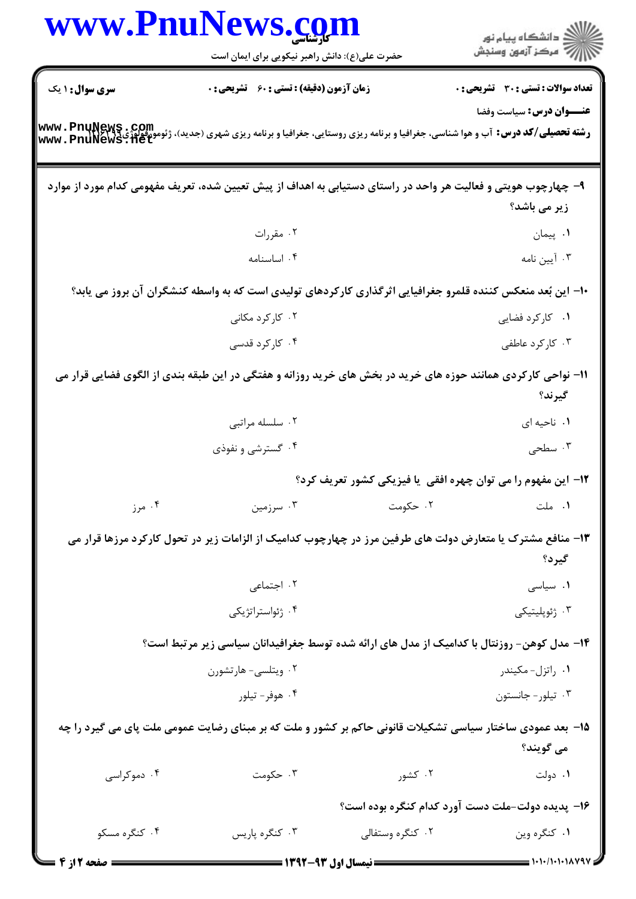**سری سوال:** ۱ یک　　**زمان آزمون (دقیقه) : تستی :** ۶۰ **تشریحی :** ۰　　**تعداد سوالات : تستی :** ۳۰ **تشریحی :** ۰

**عنـــوان درس:** سیاست وفضا

**رشته تحصیلی/کد درس:** آب و هوا شناسی، جغرافیا و برنامه ریزی روستایی، جغرافیا و برنامه ریزی شهری (جدید)، ژئومورفولوژی ۱۲۱۶۲۹۹

۹- چهارچوب هویتی و فعالیت هر واحد در راستای دستیابی به اهداف از پیش تعیین شده، تعریف مفهومی کدام مورد از موارد زیر می باشد؟

۱. پیمان　　۲. مقررات　　۳. آیین نامه　　۴. اساسنامه

۱۰- این بُعد منعکس کننده قلمرو جغرافیایی اثرگذاری کارکردهای تولیدی است که به واسطه کنشگران آن بروز می یابد؟

۱. کارکرد فضایی　　۲. کارکرد مکانی　　۳. کارکرد عاطفی　　۴. کارکرد قدسی

۱۱- نواحی کارکردی همانند حوزه های خرید در بخش های خرید روزانه و هفتگی در این طبقه بندی از الگوی فضایی قرار می گیرند؟

۱. ناحیه ای　　۲. سلسله مراتبی　　۳. سطحی　　۴. گسترشی و نفوذی

۱۲- این مفهوم را می توان چهره افقی یا فیزیکی کشور تعریف کرد؟

۱. ملت　　۲. حکومت　　۳. سرزمین　　۴. مرز

۱۳- منافع مشترک یا متعارض دولت های طرفین مرز در چهارچوب کدامیک از الزامات زیر در تحول کارکرد مرزها قرار می گیرد؟

۱. سیاسی　　۲. اجتماعی　　۳. ژئوپلیتیکی　　۴. ژئواستراتژیکی

۱۴- مدل کوهن- روزنتال با کدامیک از مدل های ارائه شده توسط جغرافیدانان سیاسی زیر مرتبط است؟

۱. راتزل- مکیندر　　۲. ویتلسی- هارتشورن　　۳. تیلور- جانستون　　۴. هوفر- تیلور

۱۵- بعد عمودی ساختار سیاسی تشکیلات قانونی حاکم بر کشور و ملت که بر مبنای رضایت عمومی ملت پای می گیرد را چه می گویند؟

۱. دولت　　۲. کشور　　۳. حکومت　　۴. دموکراسی

۱۶- پدیده دولت-ملت دست آورد کدام کنگره بوده است؟

۱. کنگره وین　　۲. کنگره وستفالی　　۳. کنگره پاریس　　۴. کنگره مسکو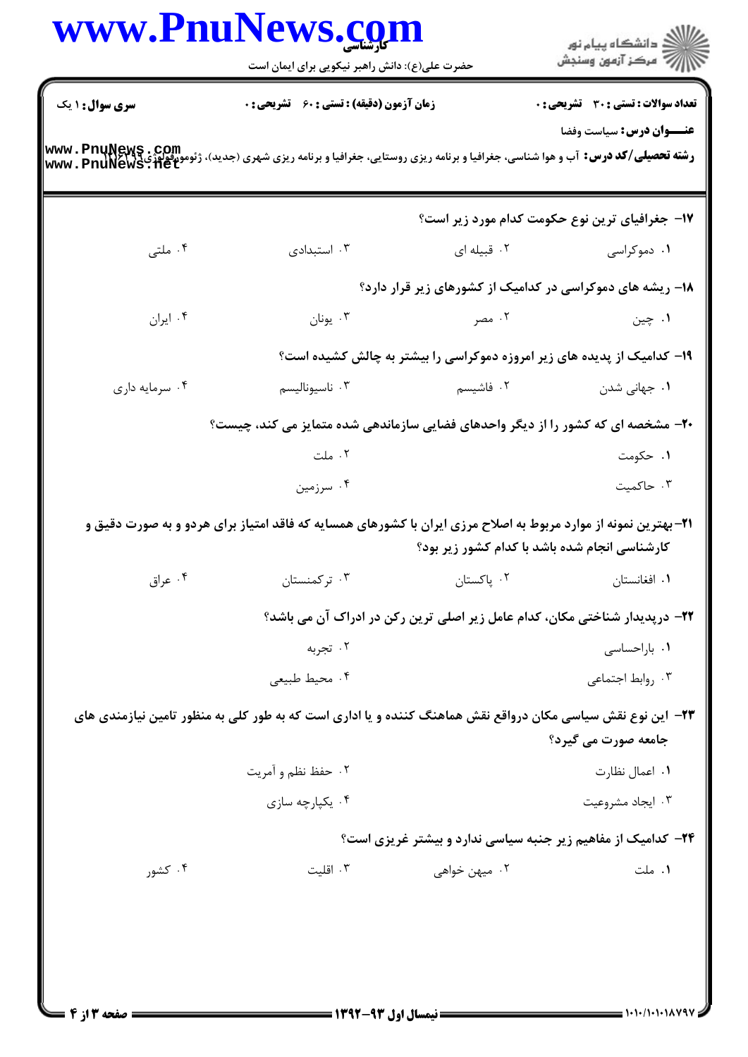**تعداد سوالات : تستی : ۳۰ تشریحی : ۰** | **زمان آزمون (دقیقه) : تستی : ۶۰ تشریحی : ۰** | **سری سوال : ۱ یک**

**عنـــوان درس:** سیاست وفضا

**رشته تحصیلی/کد درس:** آب و هوا شناسی، جغرافیا و برنامه ریزی روستایی، جغرافیا و برنامه ریزی شهری (جدید)، ژئومورفولوژی ۱۲۱۶۲۹۹

**۱۷- جغرافیای ترین نوع حکومت کدام مورد زیر است؟**

۱. دموکراسی
۲. قبیله ای
۳. استبدادی
۴. ملتی

**۱۸- ریشه های دموکراسی در کدامیک از کشورهای زیر قرار دارد؟**

۱. چین
۲. مصر
۳. یونان
۴. ایران

**۱۹- کدامیک از پدیده های زیر امروزه دموکراسی را بیشتر به چالش کشیده است؟**

۱. جهانی شدن
۲. فاشیسم
۳. ناسیونالیسم
۴. سرمایه داری

**۲۰- مشخصه ای که کشور را از دیگر واحدهای فضایی سازماندهی شده متمایز می کند، چیست؟**

۱. حکومت
۲. ملت
۳. حاکمیت
۴. سرزمین

**۲۱- بهترین نمونه از موارد مربوط به اصلاح مرزی ایران با کشورهای همسایه که فاقد امتیاز برای هردو و به صورت دقیق و کارشناسی انجام شده باشد با کدام کشور زیر بود؟**

۱. افغانستان
۲. پاکستان
۳. ترکمنستان
۴. عراق

**۲۲- درپدیدار شناختی مکان، کدام عامل زیر اصلی ترین رکن در ادراک آن می باشد؟**

۱. باراحساسی
۲. تجربه
۳. روابط اجتماعی
۴. محیط طبیعی

**۲۳- این نوع نقش سیاسی مکان درواقع نقش هماهنگ کننده و یا اداری است که به طور کلی به منظور تامین نیازمندی های جامعه صورت می گیرد؟**

۱. اعمال نظارت
۲. حفظ نظم و آمریت
۳. ایجاد مشروعیت
۴. یکپارچه سازی

**۲۴- کدامیک از مفاهیم زیر جنبه سیاسی ندارد و بیشتر غریزی است؟**

۱. ملت
۲. میهن خواهی
۳. اقلیت
۴. کشور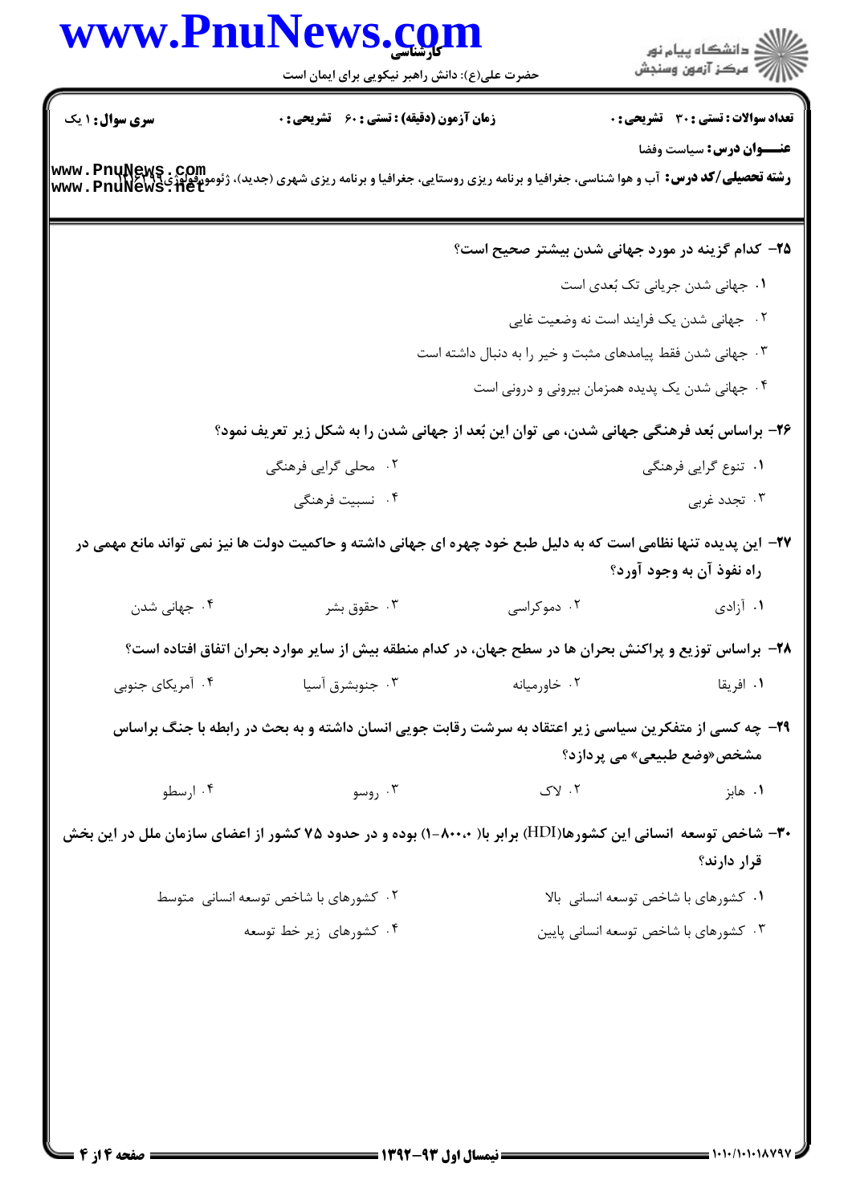۲۵- کدام گزینه در مورد جهانی شدن بیشتر صحیح است؟

۱. جهانی شدن جریانی تک بُعدی است

۲. جهانی شدن یک فرایند است نه وضعیت غایی

۳. جهانی شدن فقط پیامدهای مثبت و خیر را به دنبال داشته است

۴. جهانی شدن یک پدیده همزمان بیرونی و درونی است

۲۶- براساس بُعد فرهنگی جهانی شدن، می توان این بُعد از جهانی شدن را به شکل زیر تعریف نمود؟

۱. تنوع گرایی فرهنگی

۲. محلی گرایی فرهنگی

۳. تجدد غربی

۴. نسبیت فرهنگی

۲۷- این پدیده تنها نظامی است که به دلیل طبع خود چهره ای جهانی داشته و حاکمیت دولت ها نیز نمی تواند مانع مهمی در راه نفوذ آن به وجود آورد؟

۱. آزادی

۲. دموکراسی

۳. حقوق بشر

۴. جهانی شدن

۲۸- براساس توزیع و پراکنش بحران ها در سطح جهان، در کدام منطقه بیش از سایر موارد بحران اتفاق افتاده است؟

۱. افریقا

۲. خاورمیانه

۳. جنوبشرق آسیا

۴. آمریکای جنوبی

۲۹- چه کسی از متفکرین سیاسی زیر اعتقاد به سرشت رقابت جویی انسان داشته و به بحث در رابطه با جنگ براساس مشخص«وضع طبیعی» می پردازد؟

۱. هابز

۲. لاک

۳. روسو

۴. ارسطو

۳۰- شاخص توسعه انسانی این کشورها(HDI) برابر با( ۰.۸۰۰-۱) بوده و در حدود ۷۵ کشور از اعضای سازمان ملل در این بخش قرار دارند؟

۱. کشورهای با شاخص توسعه انسانی بالا

۲. کشورهای با شاخص توسعه انسانی متوسط

۳. کشورهای با شاخص توسعه انسانی پایین

۴. کشورهای زیر خط توسعه